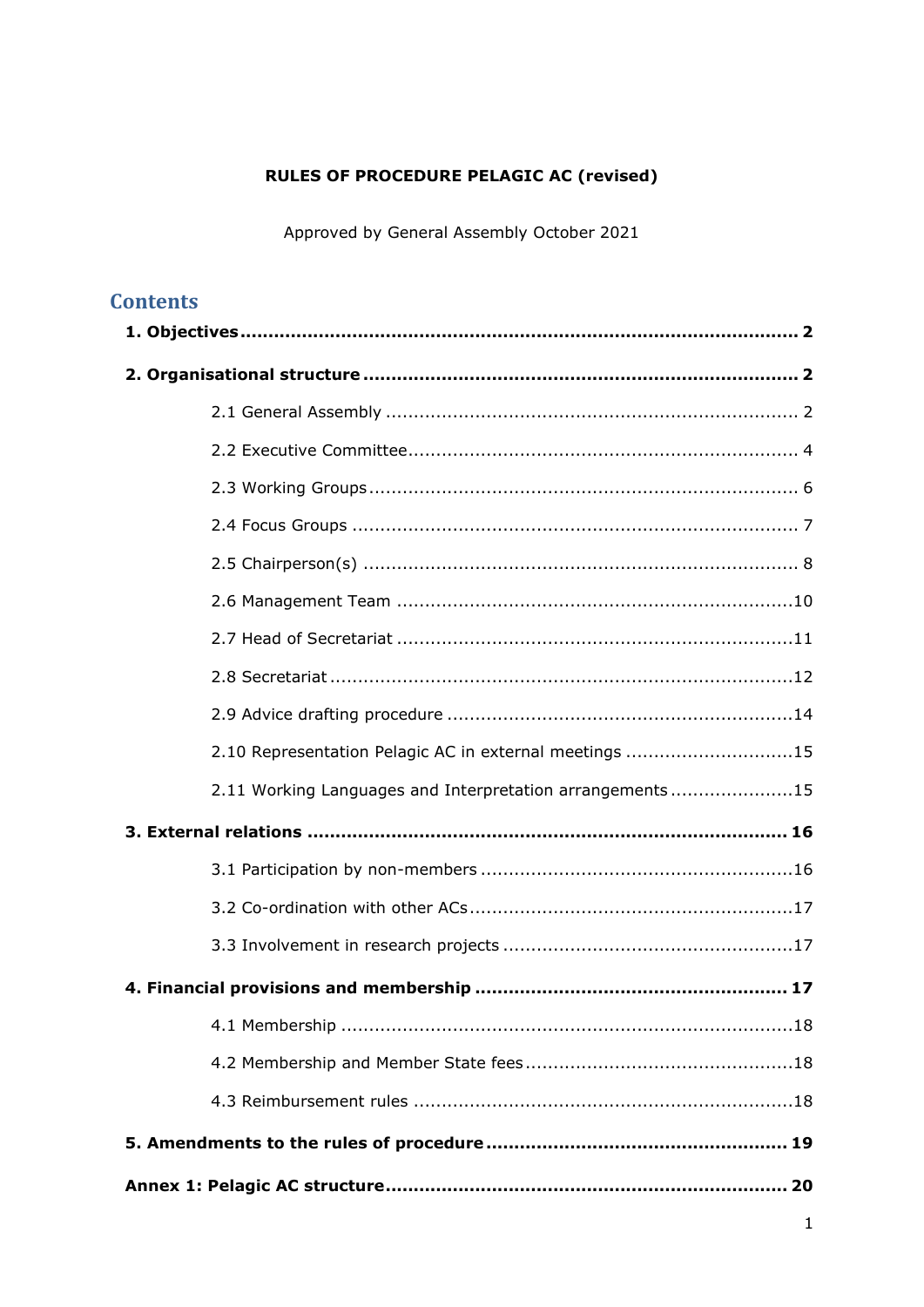**RULES OF PROCEDURE PELAGIC AC (revised)**

Approved by General Assembly October 2021

## Contents

**1. Objectives** .......... **2**

**2. Organisational structure** .......... **2**

- 2.1 General Assembly .......... 2
- 2.2 Executive Committee .......... 4
- 2.3 Working Groups .......... 6
- 2.4 Focus Groups .......... 7
- 2.5 Chairperson(s) .......... 8
- 2.6 Management Team .......... 10
- 2.7 Head of Secretariat .......... 11
- 2.8 Secretariat .......... 12
- 2.9 Advice drafting procedure .......... 14
- 2.10 Representation Pelagic AC in external meetings .......... 15
- 2.11 Working Languages and Interpretation arrangements .......... 15

**3. External relations** .......... **16**

- 3.1 Participation by non-members .......... 16
- 3.2 Co-ordination with other ACs .......... 17
- 3.3 Involvement in research projects .......... 17

**4. Financial provisions and membership** .......... **17**

- 4.1 Membership .......... 18
- 4.2 Membership and Member State fees .......... 18
- 4.3 Reimbursement rules .......... 18

**5. Amendments to the rules of procedure** .......... **19**

**Annex 1: Pelagic AC structure** .......... **20**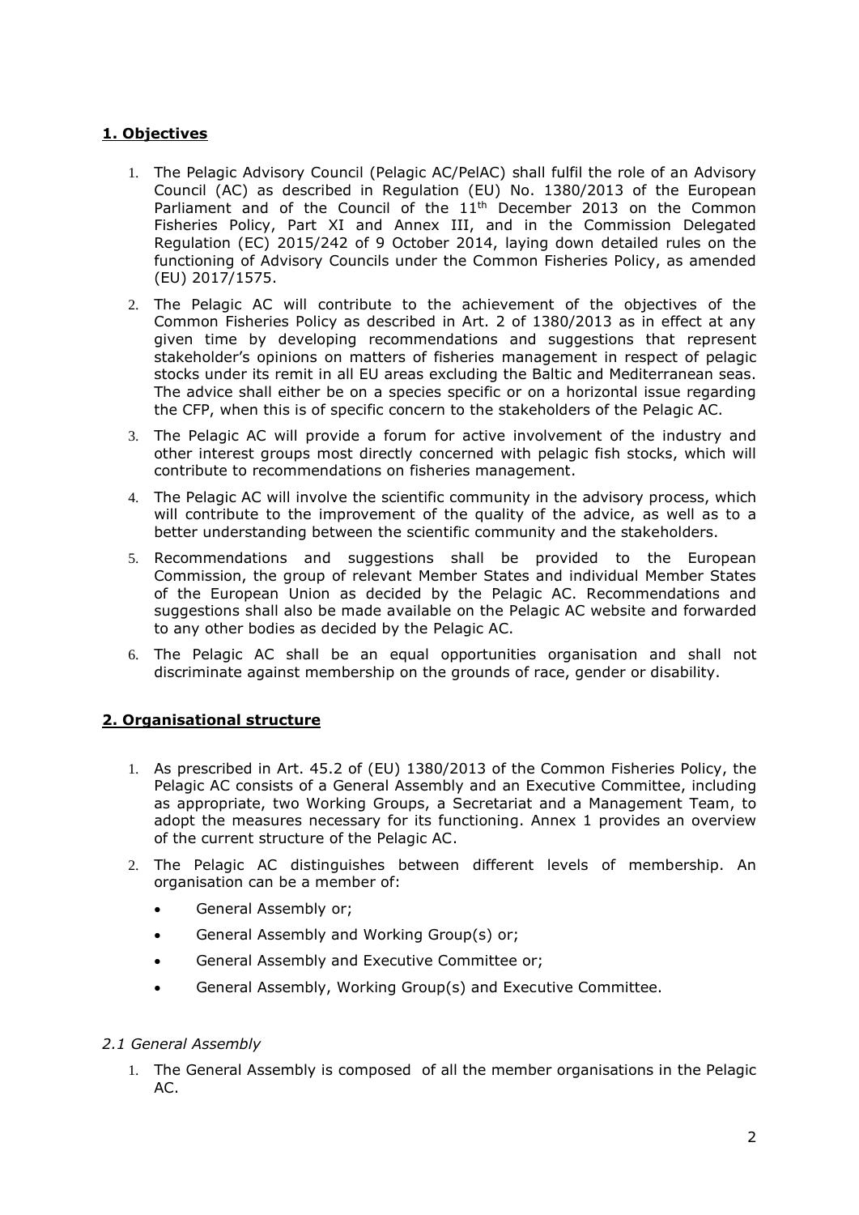## **1. Objectives**

1. The Pelagic Advisory Council (Pelagic AC/PelAC) shall fulfil the role of an Advisory Council (AC) as described in Regulation (EU) No. 1380/2013 of the European Parliament and of the Council of the 11[th] December 2013 on the Common Fisheries Policy, Part XI and Annex III, and in the Commission Delegated Regulation (EC) 2015/242 of 9 October 2014, laying down detailed rules on the functioning of Advisory Councils under the Common Fisheries Policy, as amended (EU) 2017/1575.
2. The Pelagic AC will contribute to the achievement of the objectives of the Common Fisheries Policy as described in Art. 2 of 1380/2013 as in effect at any given time by developing recommendations and suggestions that represent stakeholder's opinions on matters of fisheries management in respect of pelagic stocks under its remit in all EU areas excluding the Baltic and Mediterranean seas. The advice shall either be on a species specific or on a horizontal issue regarding the CFP, when this is of specific concern to the stakeholders of the Pelagic AC.
3. The Pelagic AC will provide a forum for active involvement of the industry and other interest groups most directly concerned with pelagic fish stocks, which will contribute to recommendations on fisheries management.
4. The Pelagic AC will involve the scientific community in the advisory process, which will contribute to the improvement of the quality of the advice, as well as to a better understanding between the scientific community and the stakeholders.
5. Recommendations and suggestions shall be provided to the European Commission, the group of relevant Member States and individual Member States of the European Union as decided by the Pelagic AC. Recommendations and suggestions shall also be made available on the Pelagic AC website and forwarded to any other bodies as decided by the Pelagic AC.
6. The Pelagic AC shall be an equal opportunities organisation and shall not discriminate against membership on the grounds of race, gender or disability.

## **2. Organisational structure**

1. As prescribed in Art. 45.2 of (EU) 1380/2013 of the Common Fisheries Policy, the Pelagic AC consists of a General Assembly and an Executive Committee, including as appropriate, two Working Groups, a Secretariat and a Management Team, to adopt the measures necessary for its functioning. Annex 1 provides an overview of the current structure of the Pelagic AC.
2. The Pelagic AC distinguishes between different levels of membership. An organisation can be a member of:
    - General Assembly or;
    - General Assembly and Working Group(s) or;
    - General Assembly and Executive Committee or;
    - General Assembly, Working Group(s) and Executive Committee.

### *2.1 General Assembly*

1. The General Assembly is composed of all the member organisations in the Pelagic AC.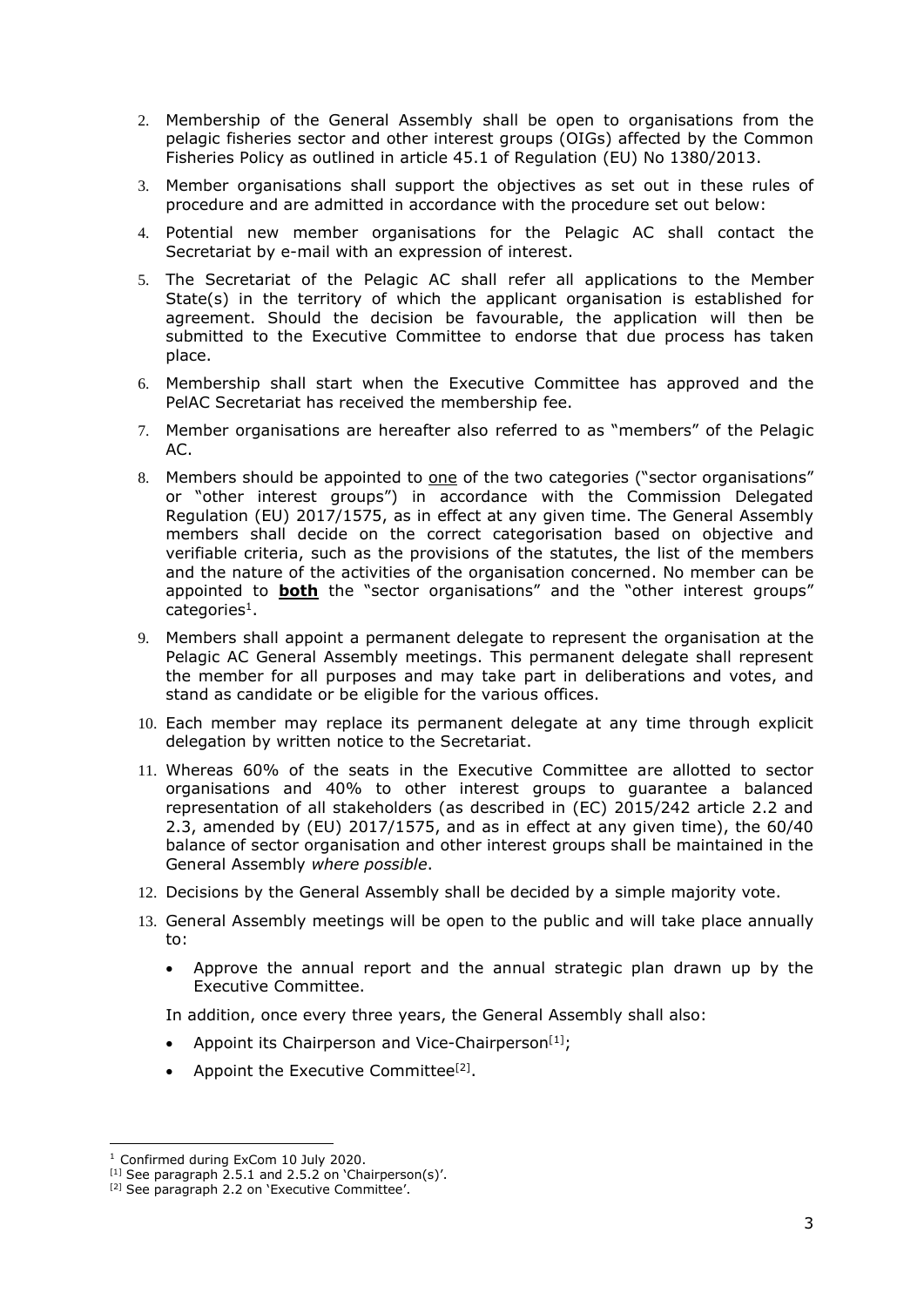2. Membership of the General Assembly shall be open to organisations from the pelagic fisheries sector and other interest groups (OIGs) affected by the Common Fisheries Policy as outlined in article 45.1 of Regulation (EU) No 1380/2013.

3. Member organisations shall support the objectives as set out in these rules of procedure and are admitted in accordance with the procedure set out below:

4. Potential new member organisations for the Pelagic AC shall contact the Secretariat by e-mail with an expression of interest.

5. The Secretariat of the Pelagic AC shall refer all applications to the Member State(s) in the territory of which the applicant organisation is established for agreement. Should the decision be favourable, the application will then be submitted to the Executive Committee to endorse that due process has taken place.

6. Membership shall start when the Executive Committee has approved and the PelAC Secretariat has received the membership fee.

7. Member organisations are hereafter also referred to as "members" of the Pelagic AC.

8. Members should be appointed to one of the two categories ("sector organisations" or "other interest groups") in accordance with the Commission Delegated Regulation (EU) 2017/1575, as in effect at any given time. The General Assembly members shall decide on the correct categorisation based on objective and verifiable criteria, such as the provisions of the statutes, the list of the members and the nature of the activities of the organisation concerned. No member can be appointed to **both** the "sector organisations" and the "other interest groups" categories[1].

9. Members shall appoint a permanent delegate to represent the organisation at the Pelagic AC General Assembly meetings. This permanent delegate shall represent the member for all purposes and may take part in deliberations and votes, and stand as candidate or be eligible for the various offices.

10. Each member may replace its permanent delegate at any time through explicit delegation by written notice to the Secretariat.

11. Whereas 60% of the seats in the Executive Committee are allotted to sector organisations and 40% to other interest groups to guarantee a balanced representation of all stakeholders (as described in (EC) 2015/242 article 2.2 and 2.3, amended by (EU) 2017/1575, and as in effect at any given time), the 60/40 balance of sector organisation and other interest groups shall be maintained in the General Assembly *where possible*.

12. Decisions by the General Assembly shall be decided by a simple majority vote.

13. General Assembly meetings will be open to the public and will take place annually to:

    - Approve the annual report and the annual strategic plan drawn up by the Executive Committee.

    In addition, once every three years, the General Assembly shall also:

    - Appoint its Chairperson and Vice-Chairperson[1];
    - Appoint the Executive Committee[2].

---

[1] Confirmed during ExCom 10 July 2020.

[1] See paragraph 2.5.1 and 2.5.2 on 'Chairperson(s)'.

[2] See paragraph 2.2 on 'Executive Committee'.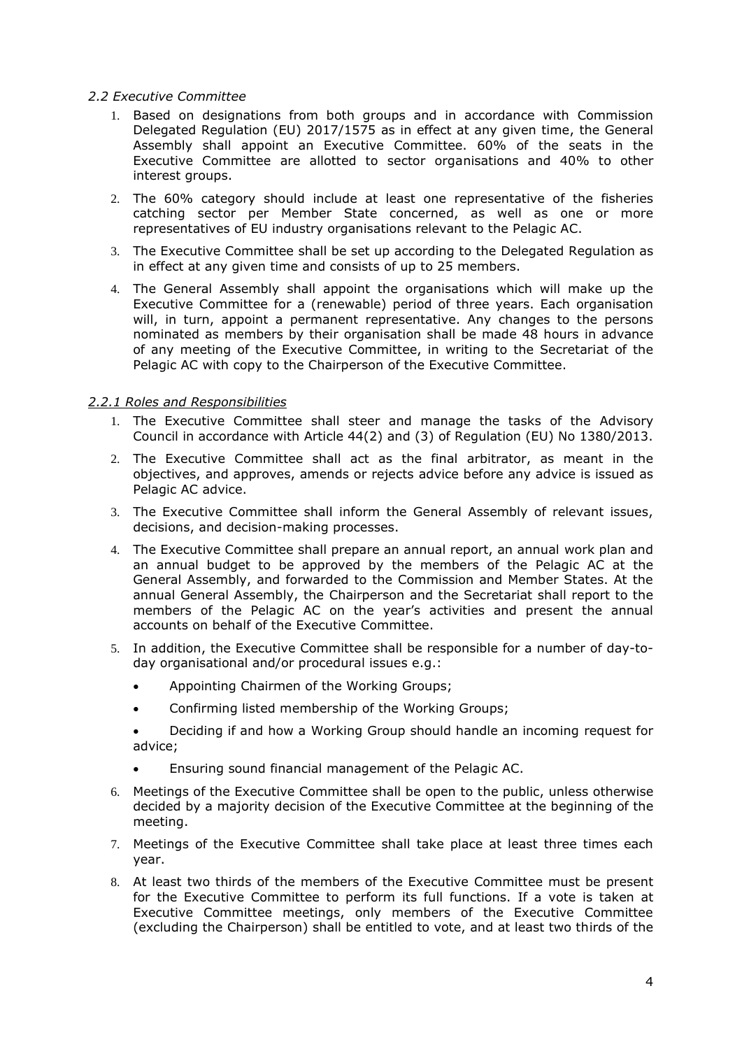*2.2 Executive Committee*

1. Based on designations from both groups and in accordance with Commission Delegated Regulation (EU) 2017/1575 as in effect at any given time, the General Assembly shall appoint an Executive Committee. 60% of the seats in the Executive Committee are allotted to sector organisations and 40% to other interest groups.
2. The 60% category should include at least one representative of the fisheries catching sector per Member State concerned, as well as one or more representatives of EU industry organisations relevant to the Pelagic AC.
3. The Executive Committee shall be set up according to the Delegated Regulation as in effect at any given time and consists of up to 25 members.
4. The General Assembly shall appoint the organisations which will make up the Executive Committee for a (renewable) period of three years. Each organisation will, in turn, appoint a permanent representative. Any changes to the persons nominated as members by their organisation shall be made 48 hours in advance of any meeting of the Executive Committee, in writing to the Secretariat of the Pelagic AC with copy to the Chairperson of the Executive Committee.

*2.2.1 Roles and Responsibilities*

1. The Executive Committee shall steer and manage the tasks of the Advisory Council in accordance with Article 44(2) and (3) of Regulation (EU) No 1380/2013.
2. The Executive Committee shall act as the final arbitrator, as meant in the objectives, and approves, amends or rejects advice before any advice is issued as Pelagic AC advice.
3. The Executive Committee shall inform the General Assembly of relevant issues, decisions, and decision-making processes.
4. The Executive Committee shall prepare an annual report, an annual work plan and an annual budget to be approved by the members of the Pelagic AC at the General Assembly, and forwarded to the Commission and Member States. At the annual General Assembly, the Chairperson and the Secretariat shall report to the members of the Pelagic AC on the year's activities and present the annual accounts on behalf of the Executive Committee.
5. In addition, the Executive Committee shall be responsible for a number of day-to-day organisational and/or procedural issues e.g.:
   - Appointing Chairmen of the Working Groups;
   - Confirming listed membership of the Working Groups;
   - Deciding if and how a Working Group should handle an incoming request for advice;
   - Ensuring sound financial management of the Pelagic AC.
6. Meetings of the Executive Committee shall be open to the public, unless otherwise decided by a majority decision of the Executive Committee at the beginning of the meeting.
7. Meetings of the Executive Committee shall take place at least three times each year.
8. At least two thirds of the members of the Executive Committee must be present for the Executive Committee to perform its full functions. If a vote is taken at Executive Committee meetings, only members of the Executive Committee (excluding the Chairperson) shall be entitled to vote, and at least two thirds of the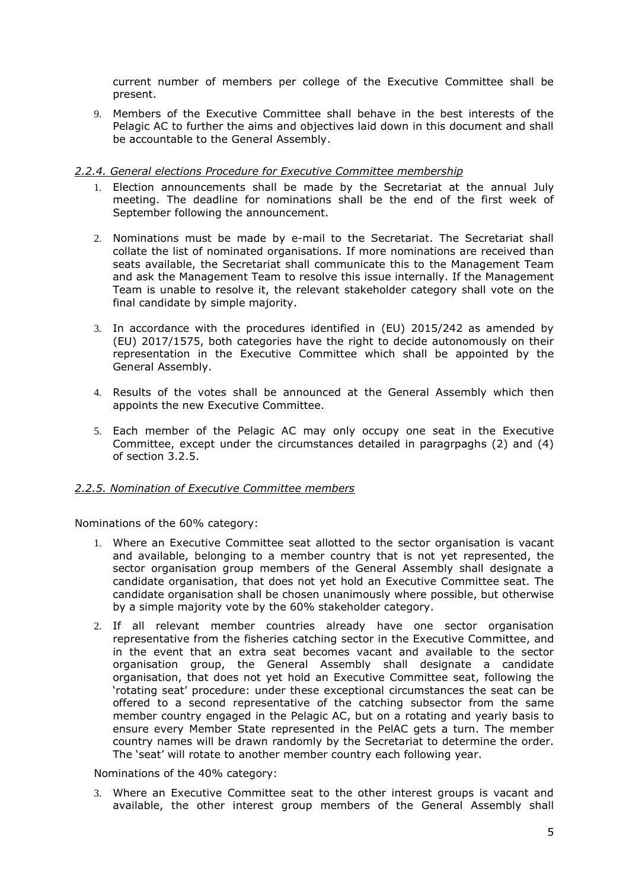current number of members per college of the Executive Committee shall be present.

9. Members of the Executive Committee shall behave in the best interests of the Pelagic AC to further the aims and objectives laid down in this document and shall be accountable to the General Assembly.

*2.2.4. General elections Procedure for Executive Committee membership*

1. Election announcements shall be made by the Secretariat at the annual July meeting. The deadline for nominations shall be the end of the first week of September following the announcement.

2. Nominations must be made by e-mail to the Secretariat. The Secretariat shall collate the list of nominated organisations. If more nominations are received than seats available, the Secretariat shall communicate this to the Management Team and ask the Management Team to resolve this issue internally. If the Management Team is unable to resolve it, the relevant stakeholder category shall vote on the final candidate by simple majority.

3. In accordance with the procedures identified in (EU) 2015/242 as amended by (EU) 2017/1575, both categories have the right to decide autonomously on their representation in the Executive Committee which shall be appointed by the General Assembly.

4. Results of the votes shall be announced at the General Assembly which then appoints the new Executive Committee.

5. Each member of the Pelagic AC may only occupy one seat in the Executive Committee, except under the circumstances detailed in paragrpaghs (2) and (4) of section 3.2.5.

*2.2.5. Nomination of Executive Committee members*

Nominations of the 60% category:

1. Where an Executive Committee seat allotted to the sector organisation is vacant and available, belonging to a member country that is not yet represented, the sector organisation group members of the General Assembly shall designate a candidate organisation, that does not yet hold an Executive Committee seat. The candidate organisation shall be chosen unanimously where possible, but otherwise by a simple majority vote by the 60% stakeholder category.

2. If all relevant member countries already have one sector organisation representative from the fisheries catching sector in the Executive Committee, and in the event that an extra seat becomes vacant and available to the sector organisation group, the General Assembly shall designate a candidate organisation, that does not yet hold an Executive Committee seat, following the 'rotating seat' procedure: under these exceptional circumstances the seat can be offered to a second representative of the catching subsector from the same member country engaged in the Pelagic AC, but on a rotating and yearly basis to ensure every Member State represented in the PelAC gets a turn. The member country names will be drawn randomly by the Secretariat to determine the order. The 'seat' will rotate to another member country each following year.

Nominations of the 40% category:

3. Where an Executive Committee seat to the other interest groups is vacant and available, the other interest group members of the General Assembly shall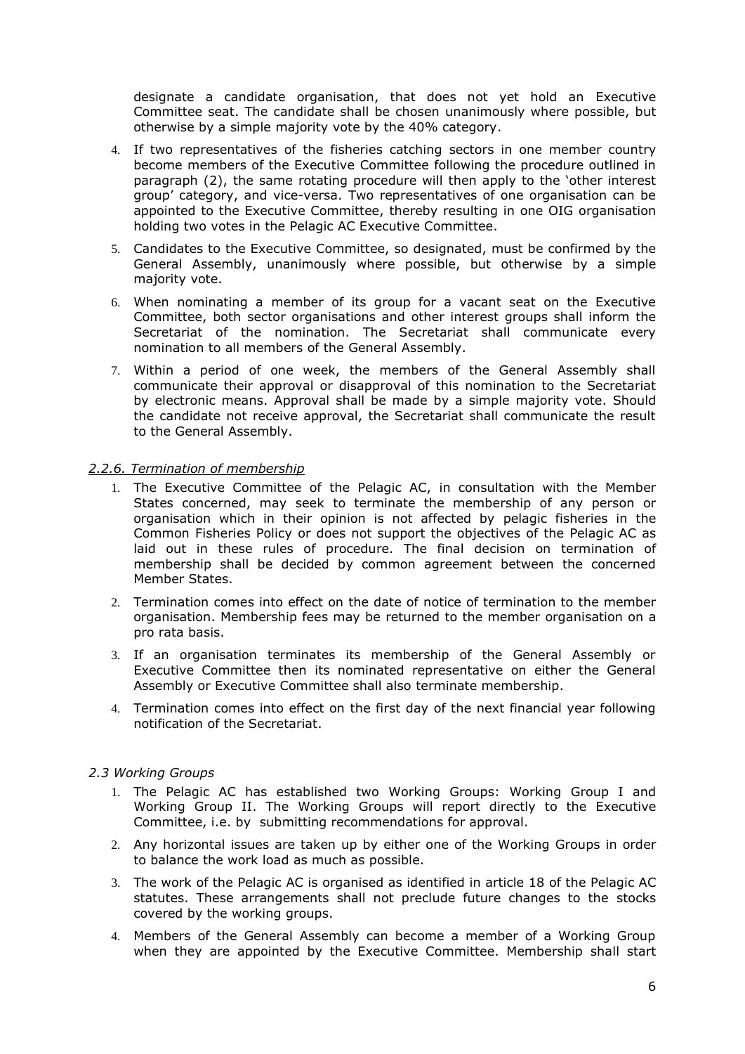designate a candidate organisation, that does not yet hold an Executive Committee seat. The candidate shall be chosen unanimously where possible, but otherwise by a simple majority vote by the 40% category.

4. If two representatives of the fisheries catching sectors in one member country become members of the Executive Committee following the procedure outlined in paragraph (2), the same rotating procedure will then apply to the 'other interest group' category, and vice-versa. Two representatives of one organisation can be appointed to the Executive Committee, thereby resulting in one OIG organisation holding two votes in the Pelagic AC Executive Committee.
5. Candidates to the Executive Committee, so designated, must be confirmed by the General Assembly, unanimously where possible, but otherwise by a simple majority vote.
6. When nominating a member of its group for a vacant seat on the Executive Committee, both sector organisations and other interest groups shall inform the Secretariat of the nomination. The Secretariat shall communicate every nomination to all members of the General Assembly.
7. Within a period of one week, the members of the General Assembly shall communicate their approval or disapproval of this nomination to the Secretariat by electronic means. Approval shall be made by a simple majority vote. Should the candidate not receive approval, the Secretariat shall communicate the result to the General Assembly.

#### *2.2.6. Termination of membership*

1. The Executive Committee of the Pelagic AC, in consultation with the Member States concerned, may seek to terminate the membership of any person or organisation which in their opinion is not affected by pelagic fisheries in the Common Fisheries Policy or does not support the objectives of the Pelagic AC as laid out in these rules of procedure. The final decision on termination of membership shall be decided by common agreement between the concerned Member States.
2. Termination comes into effect on the date of notice of termination to the member organisation. Membership fees may be returned to the member organisation on a pro rata basis.
3. If an organisation terminates its membership of the General Assembly or Executive Committee then its nominated representative on either the General Assembly or Executive Committee shall also terminate membership.
4. Termination comes into effect on the first day of the next financial year following notification of the Secretariat.

### *2.3 Working Groups*

1. The Pelagic AC has established two Working Groups: Working Group I and Working Group II. The Working Groups will report directly to the Executive Committee, i.e. by submitting recommendations for approval.
2. Any horizontal issues are taken up by either one of the Working Groups in order to balance the work load as much as possible.
3. The work of the Pelagic AC is organised as identified in article 18 of the Pelagic AC statutes. These arrangements shall not preclude future changes to the stocks covered by the working groups.
4. Members of the General Assembly can become a member of a Working Group when they are appointed by the Executive Committee. Membership shall start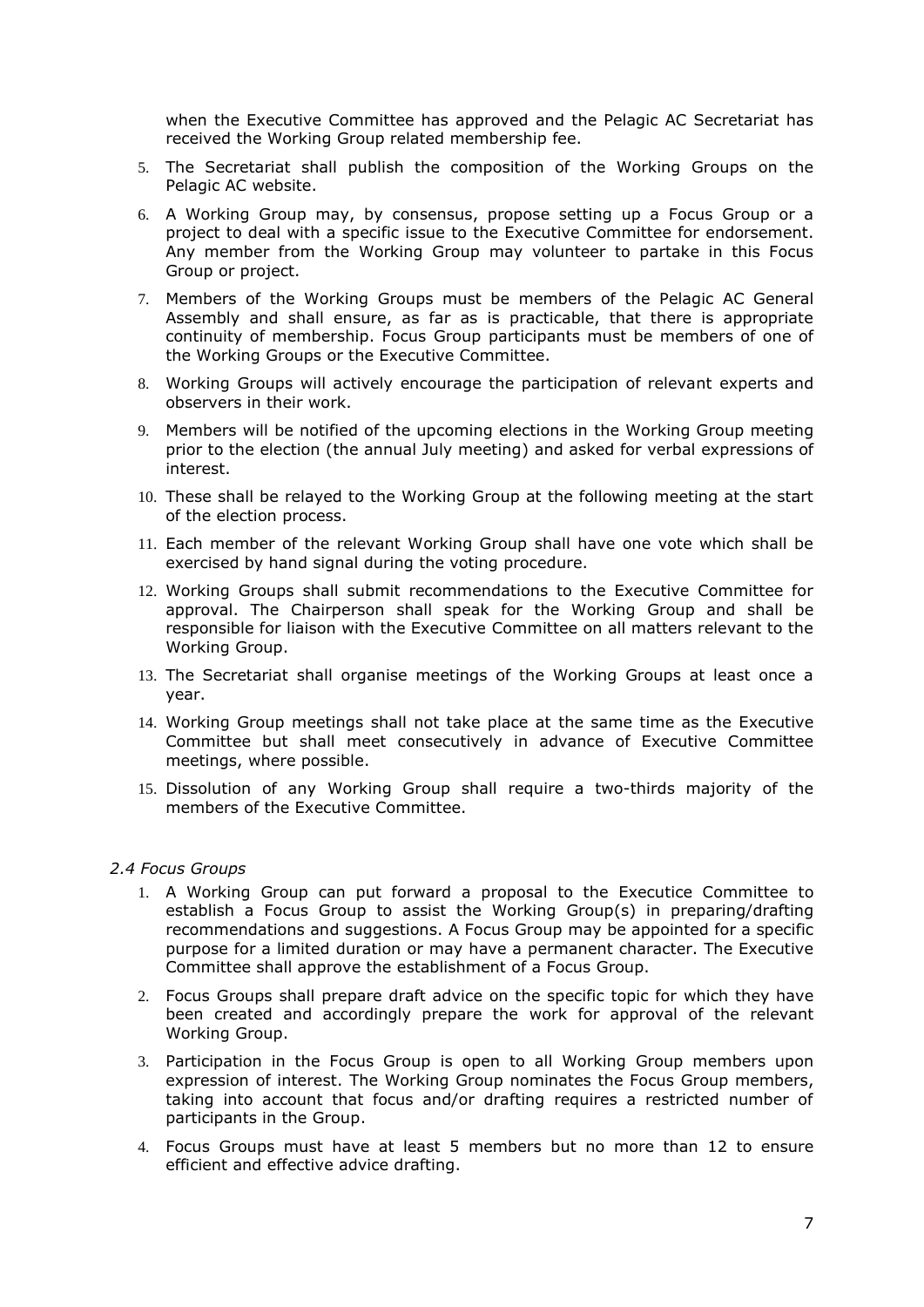when the Executive Committee has approved and the Pelagic AC Secretariat has received the Working Group related membership fee.

5. The Secretariat shall publish the composition of the Working Groups on the Pelagic AC website.
6. A Working Group may, by consensus, propose setting up a Focus Group or a project to deal with a specific issue to the Executive Committee for endorsement. Any member from the Working Group may volunteer to partake in this Focus Group or project.
7. Members of the Working Groups must be members of the Pelagic AC General Assembly and shall ensure, as far as is practicable, that there is appropriate continuity of membership. Focus Group participants must be members of one of the Working Groups or the Executive Committee.
8. Working Groups will actively encourage the participation of relevant experts and observers in their work.
9. Members will be notified of the upcoming elections in the Working Group meeting prior to the election (the annual July meeting) and asked for verbal expressions of interest.
10. These shall be relayed to the Working Group at the following meeting at the start of the election process.
11. Each member of the relevant Working Group shall have one vote which shall be exercised by hand signal during the voting procedure.
12. Working Groups shall submit recommendations to the Executive Committee for approval. The Chairperson shall speak for the Working Group and shall be responsible for liaison with the Executive Committee on all matters relevant to the Working Group.
13. The Secretariat shall organise meetings of the Working Groups at least once a year.
14. Working Group meetings shall not take place at the same time as the Executive Committee but shall meet consecutively in advance of Executive Committee meetings, where possible.
15. Dissolution of any Working Group shall require a two-thirds majority of the members of the Executive Committee.

### *2.4 Focus Groups*

1. A Working Group can put forward a proposal to the Executice Committee to establish a Focus Group to assist the Working Group(s) in preparing/drafting recommendations and suggestions. A Focus Group may be appointed for a specific purpose for a limited duration or may have a permanent character. The Executive Committee shall approve the establishment of a Focus Group.
2. Focus Groups shall prepare draft advice on the specific topic for which they have been created and accordingly prepare the work for approval of the relevant Working Group.
3. Participation in the Focus Group is open to all Working Group members upon expression of interest. The Working Group nominates the Focus Group members, taking into account that focus and/or drafting requires a restricted number of participants in the Group.
4. Focus Groups must have at least 5 members but no more than 12 to ensure efficient and effective advice drafting.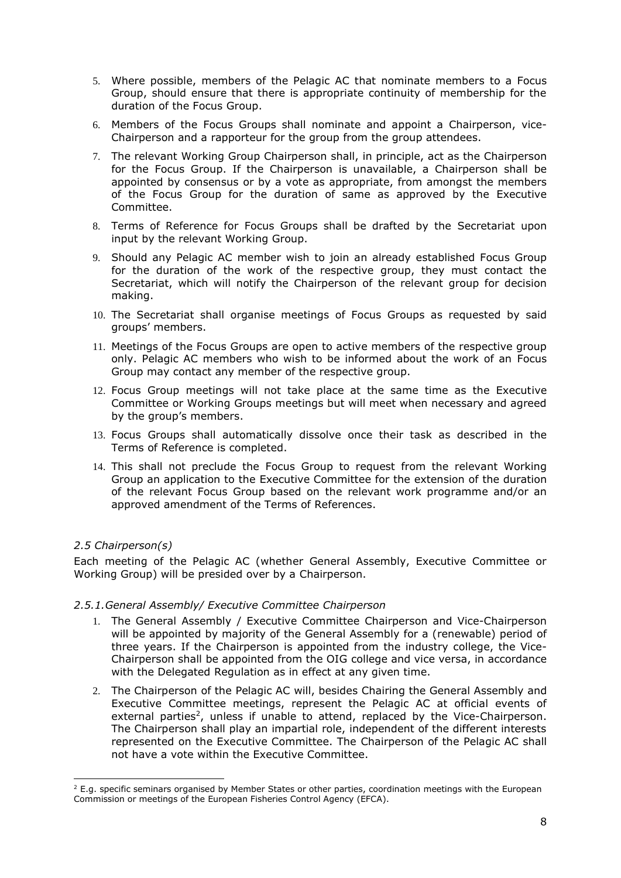5. Where possible, members of the Pelagic AC that nominate members to a Focus Group, should ensure that there is appropriate continuity of membership for the duration of the Focus Group.
6. Members of the Focus Groups shall nominate and appoint a Chairperson, vice-Chairperson and a rapporteur for the group from the group attendees.
7. The relevant Working Group Chairperson shall, in principle, act as the Chairperson for the Focus Group. If the Chairperson is unavailable, a Chairperson shall be appointed by consensus or by a vote as appropriate, from amongst the members of the Focus Group for the duration of same as approved by the Executive Committee.
8. Terms of Reference for Focus Groups shall be drafted by the Secretariat upon input by the relevant Working Group.
9. Should any Pelagic AC member wish to join an already established Focus Group for the duration of the work of the respective group, they must contact the Secretariat, which will notify the Chairperson of the relevant group for decision making.
10. The Secretariat shall organise meetings of Focus Groups as requested by said groups' members.
11. Meetings of the Focus Groups are open to active members of the respective group only. Pelagic AC members who wish to be informed about the work of an Focus Group may contact any member of the respective group.
12. Focus Group meetings will not take place at the same time as the Executive Committee or Working Groups meetings but will meet when necessary and agreed by the group's members.
13. Focus Groups shall automatically dissolve once their task as described in the Terms of Reference is completed.
14. This shall not preclude the Focus Group to request from the relevant Working Group an application to the Executive Committee for the extension of the duration of the relevant Focus Group based on the relevant work programme and/or an approved amendment of the Terms of References.

### *2.5 Chairperson(s)*

Each meeting of the Pelagic AC (whether General Assembly, Executive Committee or Working Group) will be presided over by a Chairperson.

#### *2.5.1.General Assembly/ Executive Committee Chairperson*

1. The General Assembly / Executive Committee Chairperson and Vice-Chairperson will be appointed by majority of the General Assembly for a (renewable) period of three years. If the Chairperson is appointed from the industry college, the Vice-Chairperson shall be appointed from the OIG college and vice versa, in accordance with the Delegated Regulation as in effect at any given time.
2. The Chairperson of the Pelagic AC will, besides Chairing the General Assembly and Executive Committee meetings, represent the Pelagic AC at official events of external parties[2], unless if unable to attend, replaced by the Vice-Chairperson. The Chairperson shall play an impartial role, independent of the different interests represented on the Executive Committee. The Chairperson of the Pelagic AC shall not have a vote within the Executive Committee.

[2] E.g. specific seminars organised by Member States or other parties, coordination meetings with the European Commission or meetings of the European Fisheries Control Agency (EFCA).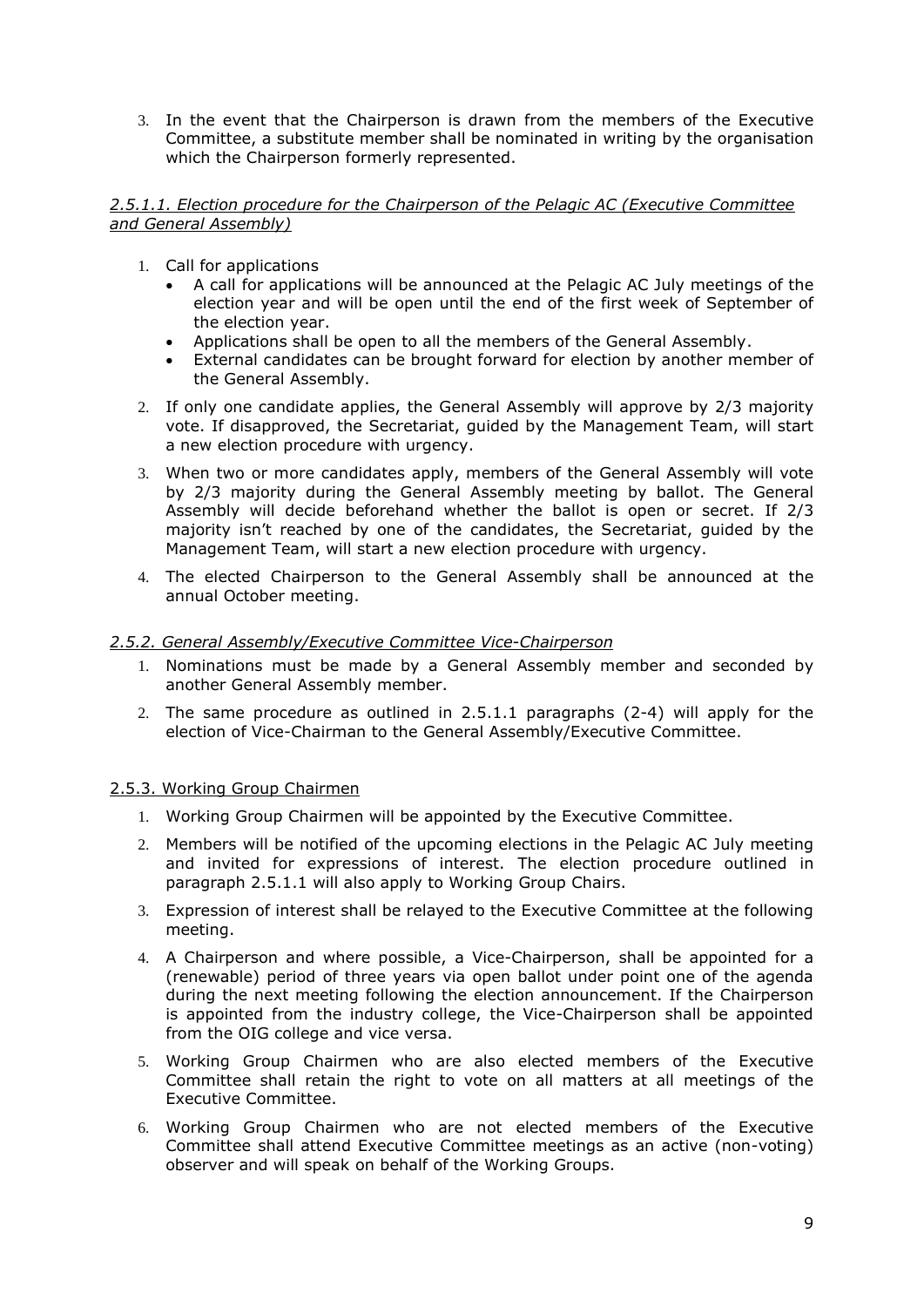3. In the event that the Chairperson is drawn from the members of the Executive Committee, a substitute member shall be nominated in writing by the organisation which the Chairperson formerly represented.

#### *2.5.1.1. Election procedure for the Chairperson of the Pelagic AC (Executive Committee and General Assembly)*

1. Call for applications
   - A call for applications will be announced at the Pelagic AC July meetings of the election year and will be open until the end of the first week of September of the election year.
   - Applications shall be open to all the members of the General Assembly.
   - External candidates can be brought forward for election by another member of the General Assembly.
2. If only one candidate applies, the General Assembly will approve by 2/3 majority vote. If disapproved, the Secretariat, guided by the Management Team, will start a new election procedure with urgency.
3. When two or more candidates apply, members of the General Assembly will vote by 2/3 majority during the General Assembly meeting by ballot. The General Assembly will decide beforehand whether the ballot is open or secret. If 2/3 majority isn't reached by one of the candidates, the Secretariat, guided by the Management Team, will start a new election procedure with urgency.
4. The elected Chairperson to the General Assembly shall be announced at the annual October meeting.

#### *2.5.2. General Assembly/Executive Committee Vice-Chairperson*

1. Nominations must be made by a General Assembly member and seconded by another General Assembly member.
2. The same procedure as outlined in 2.5.1.1 paragraphs (2-4) will apply for the election of Vice-Chairman to the General Assembly/Executive Committee.

#### 2.5.3. Working Group Chairmen

1. Working Group Chairmen will be appointed by the Executive Committee.
2. Members will be notified of the upcoming elections in the Pelagic AC July meeting and invited for expressions of interest. The election procedure outlined in paragraph 2.5.1.1 will also apply to Working Group Chairs.
3. Expression of interest shall be relayed to the Executive Committee at the following meeting.
4. A Chairperson and where possible, a Vice-Chairperson, shall be appointed for a (renewable) period of three years via open ballot under point one of the agenda during the next meeting following the election announcement. If the Chairperson is appointed from the industry college, the Vice-Chairperson shall be appointed from the OIG college and vice versa.
5. Working Group Chairmen who are also elected members of the Executive Committee shall retain the right to vote on all matters at all meetings of the Executive Committee.
6. Working Group Chairmen who are not elected members of the Executive Committee shall attend Executive Committee meetings as an active (non-voting) observer and will speak on behalf of the Working Groups.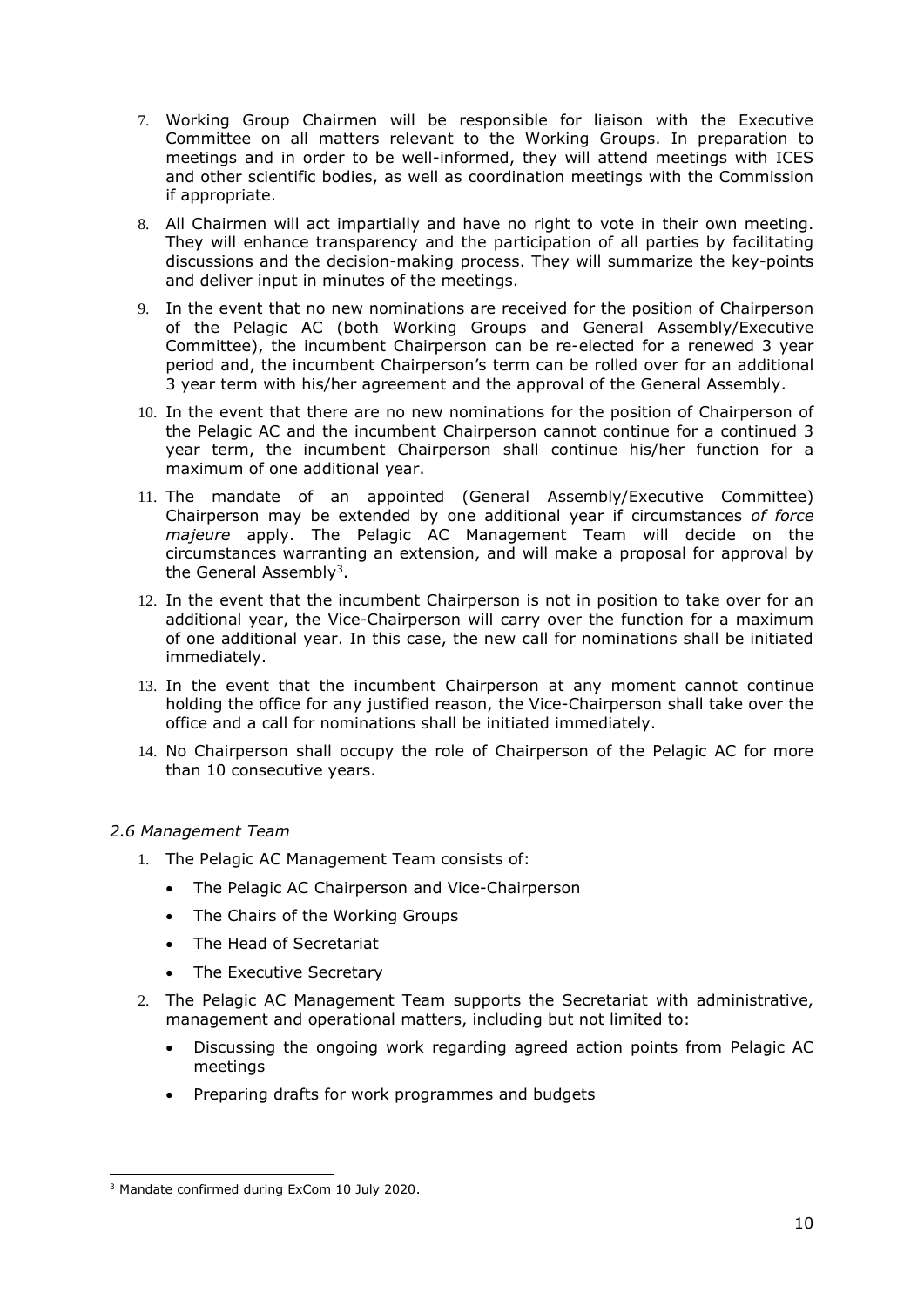7. Working Group Chairmen will be responsible for liaison with the Executive Committee on all matters relevant to the Working Groups. In preparation to meetings and in order to be well-informed, they will attend meetings with ICES and other scientific bodies, as well as coordination meetings with the Commission if appropriate.
8. All Chairmen will act impartially and have no right to vote in their own meeting. They will enhance transparency and the participation of all parties by facilitating discussions and the decision-making process. They will summarize the key-points and deliver input in minutes of the meetings.
9. In the event that no new nominations are received for the position of Chairperson of the Pelagic AC (both Working Groups and General Assembly/Executive Committee), the incumbent Chairperson can be re-elected for a renewed 3 year period and, the incumbent Chairperson's term can be rolled over for an additional 3 year term with his/her agreement and the approval of the General Assembly.
10. In the event that there are no new nominations for the position of Chairperson of the Pelagic AC and the incumbent Chairperson cannot continue for a continued 3 year term, the incumbent Chairperson shall continue his/her function for a maximum of one additional year.
11. The mandate of an appointed (General Assembly/Executive Committee) Chairperson may be extended by one additional year if circumstances *of force majeure* apply. The Pelagic AC Management Team will decide on the circumstances warranting an extension, and will make a proposal for approval by the General Assembly[3].
12. In the event that the incumbent Chairperson is not in position to take over for an additional year, the Vice-Chairperson will carry over the function for a maximum of one additional year. In this case, the new call for nominations shall be initiated immediately.
13. In the event that the incumbent Chairperson at any moment cannot continue holding the office for any justified reason, the Vice-Chairperson shall take over the office and a call for nominations shall be initiated immediately.
14. No Chairperson shall occupy the role of Chairperson of the Pelagic AC for more than 10 consecutive years.

### *2.6 Management Team*

1. The Pelagic AC Management Team consists of:
    - The Pelagic AC Chairperson and Vice-Chairperson
    - The Chairs of the Working Groups
    - The Head of Secretariat
    - The Executive Secretary
2. The Pelagic AC Management Team supports the Secretariat with administrative, management and operational matters, including but not limited to:
    - Discussing the ongoing work regarding agreed action points from Pelagic AC meetings
    - Preparing drafts for work programmes and budgets

[3] Mandate confirmed during ExCom 10 July 2020.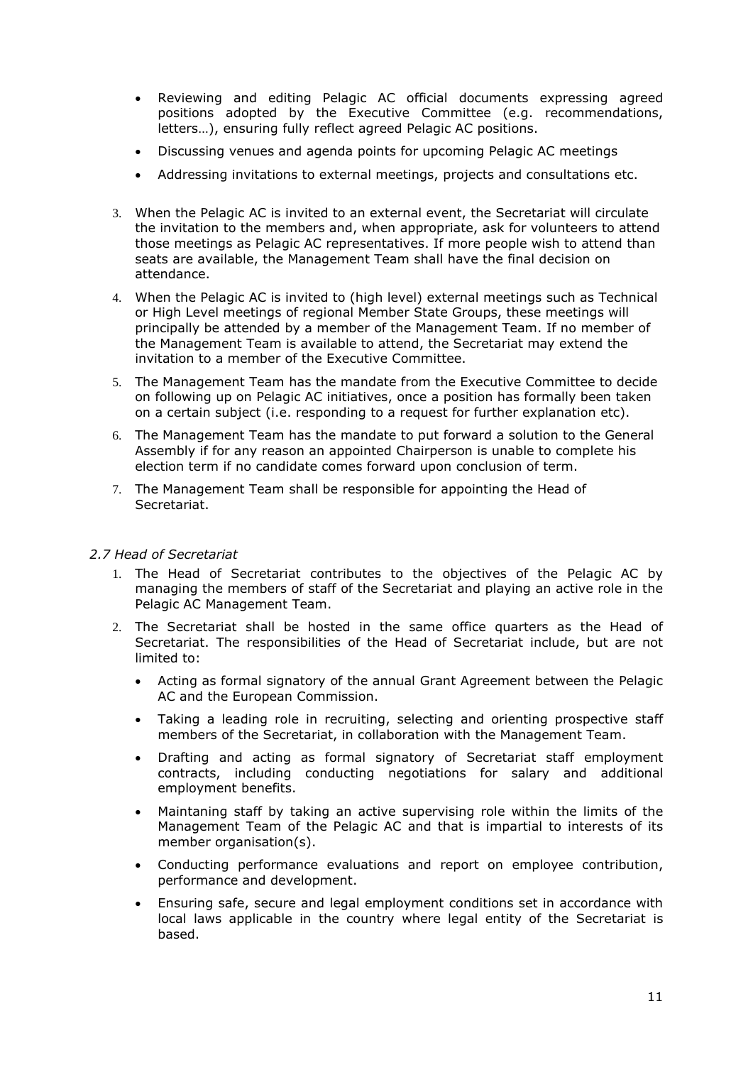- Reviewing and editing Pelagic AC official documents expressing agreed positions adopted by the Executive Committee (e.g. recommendations, letters…), ensuring fully reflect agreed Pelagic AC positions.
- Discussing venues and agenda points for upcoming Pelagic AC meetings
- Addressing invitations to external meetings, projects and consultations etc.

3. When the Pelagic AC is invited to an external event, the Secretariat will circulate the invitation to the members and, when appropriate, ask for volunteers to attend those meetings as Pelagic AC representatives. If more people wish to attend than seats are available, the Management Team shall have the final decision on attendance.
4. When the Pelagic AC is invited to (high level) external meetings such as Technical or High Level meetings of regional Member State Groups, these meetings will principally be attended by a member of the Management Team. If no member of the Management Team is available to attend, the Secretariat may extend the invitation to a member of the Executive Committee.
5. The Management Team has the mandate from the Executive Committee to decide on following up on Pelagic AC initiatives, once a position has formally been taken on a certain subject (i.e. responding to a request for further explanation etc).
6. The Management Team has the mandate to put forward a solution to the General Assembly if for any reason an appointed Chairperson is unable to complete his election term if no candidate comes forward upon conclusion of term.
7. The Management Team shall be responsible for appointing the Head of Secretariat.

### *2.7 Head of Secretariat*

1. The Head of Secretariat contributes to the objectives of the Pelagic AC by managing the members of staff of the Secretariat and playing an active role in the Pelagic AC Management Team.
2. The Secretariat shall be hosted in the same office quarters as the Head of Secretariat. The responsibilities of the Head of Secretariat include, but are not limited to:
   - Acting as formal signatory of the annual Grant Agreement between the Pelagic AC and the European Commission.
   - Taking a leading role in recruiting, selecting and orienting prospective staff members of the Secretariat, in collaboration with the Management Team.
   - Drafting and acting as formal signatory of Secretariat staff employment contracts, including conducting negotiations for salary and additional employment benefits.
   - Maintaning staff by taking an active supervising role within the limits of the Management Team of the Pelagic AC and that is impartial to interests of its member organisation(s).
   - Conducting performance evaluations and report on employee contribution, performance and development.
   - Ensuring safe, secure and legal employment conditions set in accordance with local laws applicable in the country where legal entity of the Secretariat is based.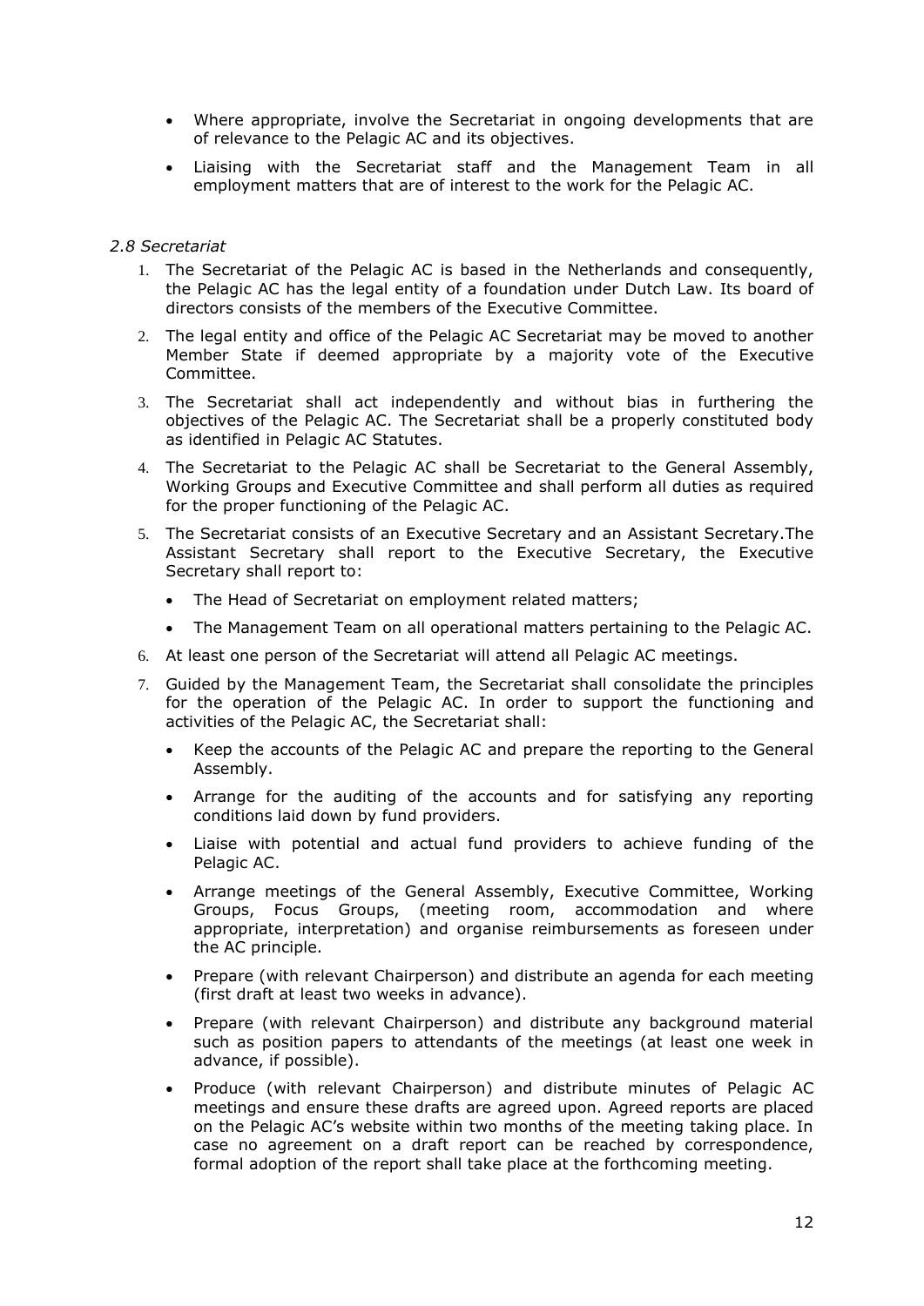- Where appropriate, involve the Secretariat in ongoing developments that are of relevance to the Pelagic AC and its objectives.
- Liaising with the Secretariat staff and the Management Team in all employment matters that are of interest to the work for the Pelagic AC.

*2.8 Secretariat*

1. The Secretariat of the Pelagic AC is based in the Netherlands and consequently, the Pelagic AC has the legal entity of a foundation under Dutch Law. Its board of directors consists of the members of the Executive Committee.
2. The legal entity and office of the Pelagic AC Secretariat may be moved to another Member State if deemed appropriate by a majority vote of the Executive Committee.
3. The Secretariat shall act independently and without bias in furthering the objectives of the Pelagic AC. The Secretariat shall be a properly constituted body as identified in Pelagic AC Statutes.
4. The Secretariat to the Pelagic AC shall be Secretariat to the General Assembly, Working Groups and Executive Committee and shall perform all duties as required for the proper functioning of the Pelagic AC.
5. The Secretariat consists of an Executive Secretary and an Assistant Secretary.The Assistant Secretary shall report to the Executive Secretary, the Executive Secretary shall report to:
   - The Head of Secretariat on employment related matters;
   - The Management Team on all operational matters pertaining to the Pelagic AC.
6. At least one person of the Secretariat will attend all Pelagic AC meetings.
7. Guided by the Management Team, the Secretariat shall consolidate the principles for the operation of the Pelagic AC. In order to support the functioning and activities of the Pelagic AC, the Secretariat shall:
   - Keep the accounts of the Pelagic AC and prepare the reporting to the General Assembly.
   - Arrange for the auditing of the accounts and for satisfying any reporting conditions laid down by fund providers.
   - Liaise with potential and actual fund providers to achieve funding of the Pelagic AC.
   - Arrange meetings of the General Assembly, Executive Committee, Working Groups, Focus Groups, (meeting room, accommodation and where appropriate, interpretation) and organise reimbursements as foreseen under the AC principle.
   - Prepare (with relevant Chairperson) and distribute an agenda for each meeting (first draft at least two weeks in advance).
   - Prepare (with relevant Chairperson) and distribute any background material such as position papers to attendants of the meetings (at least one week in advance, if possible).
   - Produce (with relevant Chairperson) and distribute minutes of Pelagic AC meetings and ensure these drafts are agreed upon. Agreed reports are placed on the Pelagic AC's website within two months of the meeting taking place. In case no agreement on a draft report can be reached by correspondence, formal adoption of the report shall take place at the forthcoming meeting.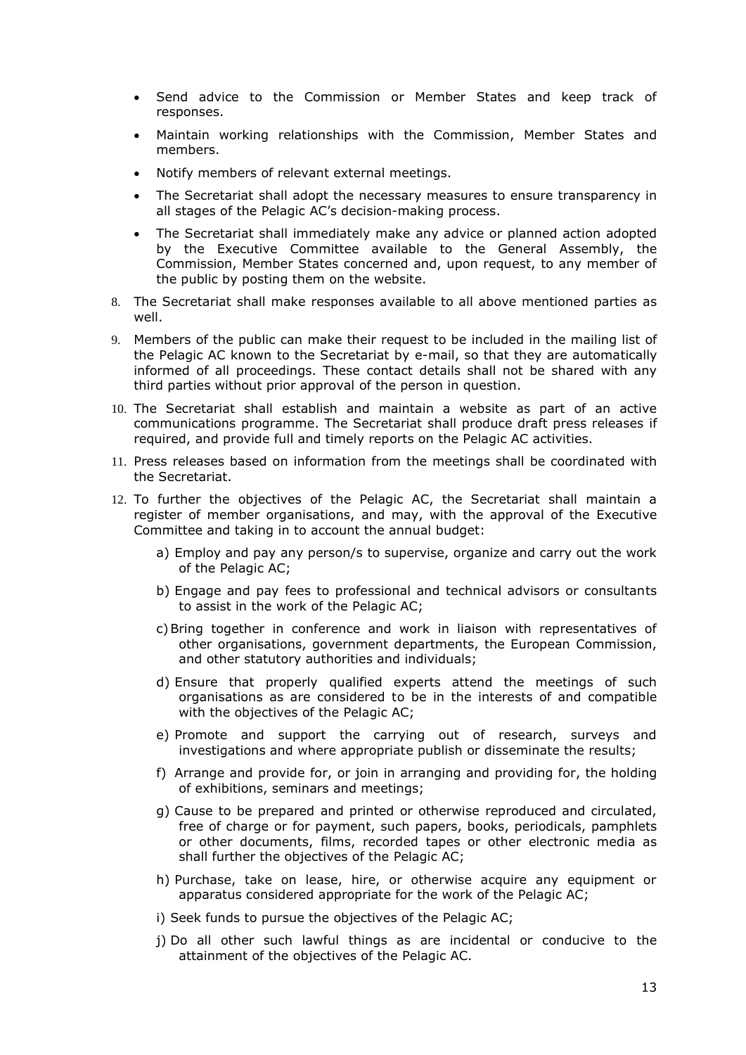- Send advice to the Commission or Member States and keep track of responses.
- Maintain working relationships with the Commission, Member States and members.
- Notify members of relevant external meetings.
- The Secretariat shall adopt the necessary measures to ensure transparency in all stages of the Pelagic AC's decision-making process.
- The Secretariat shall immediately make any advice or planned action adopted by the Executive Committee available to the General Assembly, the Commission, Member States concerned and, upon request, to any member of the public by posting them on the website.

8. The Secretariat shall make responses available to all above mentioned parties as well.
9. Members of the public can make their request to be included in the mailing list of the Pelagic AC known to the Secretariat by e-mail, so that they are automatically informed of all proceedings. These contact details shall not be shared with any third parties without prior approval of the person in question.
10. The Secretariat shall establish and maintain a website as part of an active communications programme. The Secretariat shall produce draft press releases if required, and provide full and timely reports on the Pelagic AC activities.
11. Press releases based on information from the meetings shall be coordinated with the Secretariat.
12. To further the objectives of the Pelagic AC, the Secretariat shall maintain a register of member organisations, and may, with the approval of the Executive Committee and taking in to account the annual budget:
    a) Employ and pay any person/s to supervise, organize and carry out the work of the Pelagic AC;
    b) Engage and pay fees to professional and technical advisors or consultants to assist in the work of the Pelagic AC;
    c) Bring together in conference and work in liaison with representatives of other organisations, government departments, the European Commission, and other statutory authorities and individuals;
    d) Ensure that properly qualified experts attend the meetings of such organisations as are considered to be in the interests of and compatible with the objectives of the Pelagic AC;
    e) Promote and support the carrying out of research, surveys and investigations and where appropriate publish or disseminate the results;
    f) Arrange and provide for, or join in arranging and providing for, the holding of exhibitions, seminars and meetings;
    g) Cause to be prepared and printed or otherwise reproduced and circulated, free of charge or for payment, such papers, books, periodicals, pamphlets or other documents, films, recorded tapes or other electronic media as shall further the objectives of the Pelagic AC;
    h) Purchase, take on lease, hire, or otherwise acquire any equipment or apparatus considered appropriate for the work of the Pelagic AC;
    i) Seek funds to pursue the objectives of the Pelagic AC;
    j) Do all other such lawful things as are incidental or conducive to the attainment of the objectives of the Pelagic AC.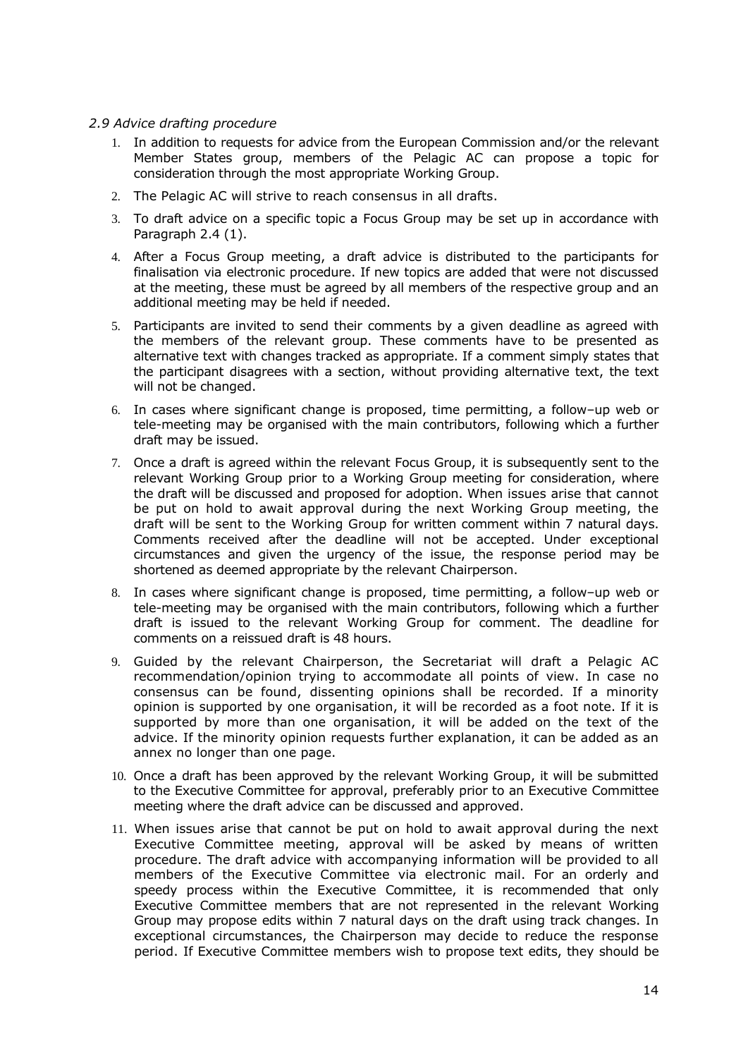*2.9 Advice drafting procedure*

1. In addition to requests for advice from the European Commission and/or the relevant Member States group, members of the Pelagic AC can propose a topic for consideration through the most appropriate Working Group.
2. The Pelagic AC will strive to reach consensus in all drafts.
3. To draft advice on a specific topic a Focus Group may be set up in accordance with Paragraph 2.4 (1).
4. After a Focus Group meeting, a draft advice is distributed to the participants for finalisation via electronic procedure. If new topics are added that were not discussed at the meeting, these must be agreed by all members of the respective group and an additional meeting may be held if needed.
5. Participants are invited to send their comments by a given deadline as agreed with the members of the relevant group. These comments have to be presented as alternative text with changes tracked as appropriate. If a comment simply states that the participant disagrees with a section, without providing alternative text, the text will not be changed.
6. In cases where significant change is proposed, time permitting, a follow–up web or tele-meeting may be organised with the main contributors, following which a further draft may be issued.
7. Once a draft is agreed within the relevant Focus Group, it is subsequently sent to the relevant Working Group prior to a Working Group meeting for consideration, where the draft will be discussed and proposed for adoption. When issues arise that cannot be put on hold to await approval during the next Working Group meeting, the draft will be sent to the Working Group for written comment within 7 natural days. Comments received after the deadline will not be accepted. Under exceptional circumstances and given the urgency of the issue, the response period may be shortened as deemed appropriate by the relevant Chairperson.
8. In cases where significant change is proposed, time permitting, a follow–up web or tele-meeting may be organised with the main contributors, following which a further draft is issued to the relevant Working Group for comment. The deadline for comments on a reissued draft is 48 hours.
9. Guided by the relevant Chairperson, the Secretariat will draft a Pelagic AC recommendation/opinion trying to accommodate all points of view. In case no consensus can be found, dissenting opinions shall be recorded. If a minority opinion is supported by one organisation, it will be recorded as a foot note. If it is supported by more than one organisation, it will be added on the text of the advice. If the minority opinion requests further explanation, it can be added as an annex no longer than one page.
10. Once a draft has been approved by the relevant Working Group, it will be submitted to the Executive Committee for approval, preferably prior to an Executive Committee meeting where the draft advice can be discussed and approved.
11. When issues arise that cannot be put on hold to await approval during the next Executive Committee meeting, approval will be asked by means of written procedure. The draft advice with accompanying information will be provided to all members of the Executive Committee via electronic mail. For an orderly and speedy process within the Executive Committee, it is recommended that only Executive Committee members that are not represented in the relevant Working Group may propose edits within 7 natural days on the draft using track changes. In exceptional circumstances, the Chairperson may decide to reduce the response period. If Executive Committee members wish to propose text edits, they should be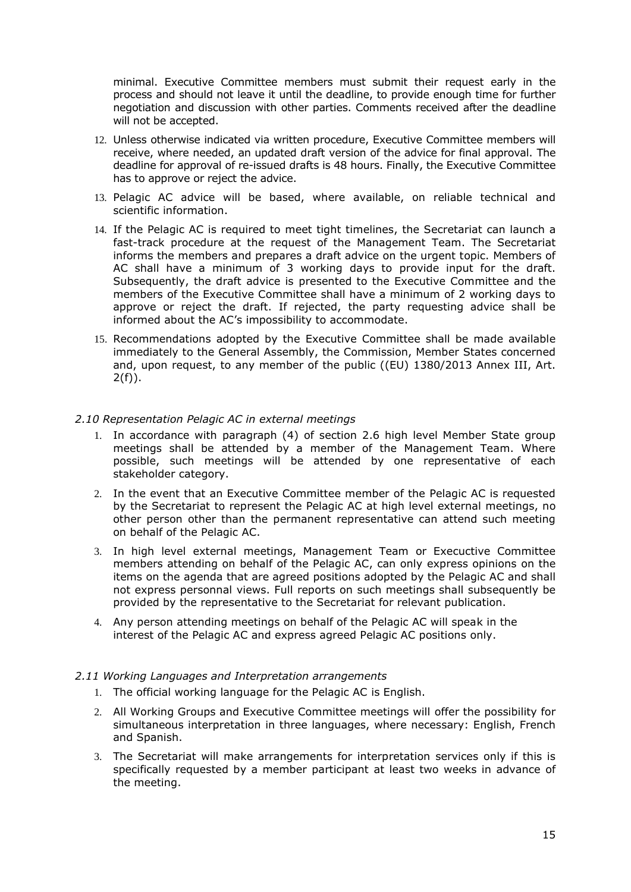minimal. Executive Committee members must submit their request early in the process and should not leave it until the deadline, to provide enough time for further negotiation and discussion with other parties. Comments received after the deadline will not be accepted.

12. Unless otherwise indicated via written procedure, Executive Committee members will receive, where needed, an updated draft version of the advice for final approval. The deadline for approval of re-issued drafts is 48 hours. Finally, the Executive Committee has to approve or reject the advice.
13. Pelagic AC advice will be based, where available, on reliable technical and scientific information.
14. If the Pelagic AC is required to meet tight timelines, the Secretariat can launch a fast-track procedure at the request of the Management Team. The Secretariat informs the members and prepares a draft advice on the urgent topic. Members of AC shall have a minimum of 3 working days to provide input for the draft. Subsequently, the draft advice is presented to the Executive Committee and the members of the Executive Committee shall have a minimum of 2 working days to approve or reject the draft. If rejected, the party requesting advice shall be informed about the AC's impossibility to accommodate.
15. Recommendations adopted by the Executive Committee shall be made available immediately to the General Assembly, the Commission, Member States concerned and, upon request, to any member of the public ((EU) 1380/2013 Annex III, Art. 2(f)).

*2.10 Representation Pelagic AC in external meetings*

1. In accordance with paragraph (4) of section 2.6 high level Member State group meetings shall be attended by a member of the Management Team. Where possible, such meetings will be attended by one representative of each stakeholder category.
2. In the event that an Executive Committee member of the Pelagic AC is requested by the Secretariat to represent the Pelagic AC at high level external meetings, no other person other than the permanent representative can attend such meeting on behalf of the Pelagic AC.
3. In high level external meetings, Management Team or Execuctive Committee members attending on behalf of the Pelagic AC, can only express opinions on the items on the agenda that are agreed positions adopted by the Pelagic AC and shall not express personnal views. Full reports on such meetings shall subsequently be provided by the representative to the Secretariat for relevant publication.
4. Any person attending meetings on behalf of the Pelagic AC will speak in the interest of the Pelagic AC and express agreed Pelagic AC positions only.

*2.11 Working Languages and Interpretation arrangements*

1. The official working language for the Pelagic AC is English.
2. All Working Groups and Executive Committee meetings will offer the possibility for simultaneous interpretation in three languages, where necessary: English, French and Spanish.
3. The Secretariat will make arrangements for interpretation services only if this is specifically requested by a member participant at least two weeks in advance of the meeting.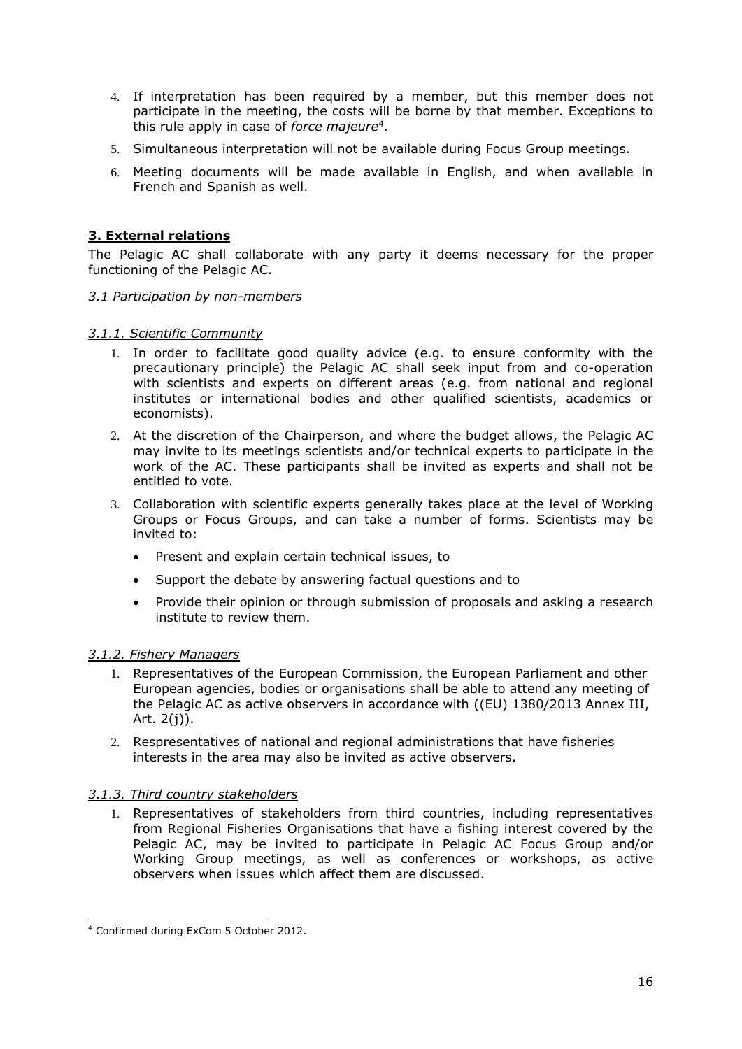4. If interpretation has been required by a member, but this member does not participate in the meeting, the costs will be borne by that member. Exceptions to this rule apply in case of *force majeure*[4].
5. Simultaneous interpretation will not be available during Focus Group meetings.
6. Meeting documents will be made available in English, and when available in French and Spanish as well.

## 3. External relations

The Pelagic AC shall collaborate with any party it deems necessary for the proper functioning of the Pelagic AC.

*3.1 Participation by non-members*

### *3.1.1. Scientific Community*

1. In order to facilitate good quality advice (e.g. to ensure conformity with the precautionary principle) the Pelagic AC shall seek input from and co-operation with scientists and experts on different areas (e.g. from national and regional institutes or international bodies and other qualified scientists, academics or economists).
2. At the discretion of the Chairperson, and where the budget allows, the Pelagic AC may invite to its meetings scientists and/or technical experts to participate in the work of the AC. These participants shall be invited as experts and shall not be entitled to vote.
3. Collaboration with scientific experts generally takes place at the level of Working Groups or Focus Groups, and can take a number of forms. Scientists may be invited to:
   - Present and explain certain technical issues, to
   - Support the debate by answering factual questions and to
   - Provide their opinion or through submission of proposals and asking a research institute to review them.

### *3.1.2. Fishery Managers*

1. Representatives of the European Commission, the European Parliament and other European agencies, bodies or organisations shall be able to attend any meeting of the Pelagic AC as active observers in accordance with ((EU) 1380/2013 Annex III, Art. 2(j)).
2. Respresentatives of national and regional administrations that have fisheries interests in the area may also be invited as active observers.

### *3.1.3. Third country stakeholders*

1. Representatives of stakeholders from third countries, including representatives from Regional Fisheries Organisations that have a fishing interest covered by the Pelagic AC, may be invited to participate in Pelagic AC Focus Group and/or Working Group meetings, as well as conferences or workshops, as active observers when issues which affect them are discussed.

[4] Confirmed during ExCom 5 October 2012.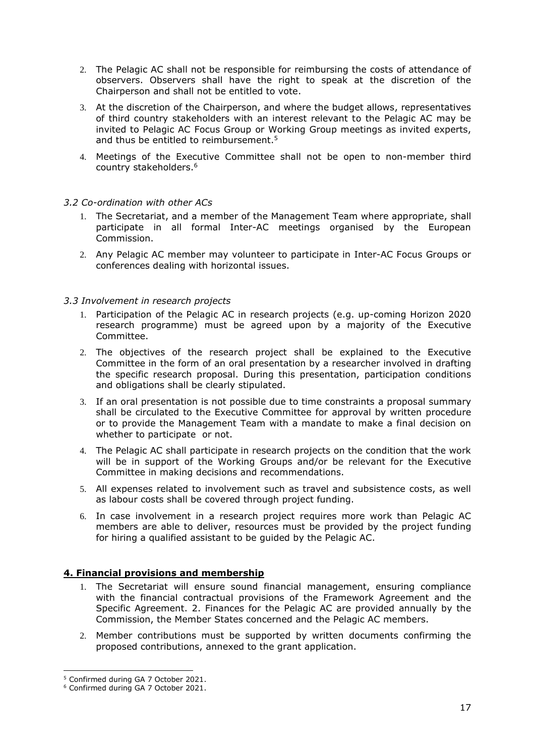2. The Pelagic AC shall not be responsible for reimbursing the costs of attendance of observers. Observers shall have the right to speak at the discretion of the Chairperson and shall not be entitled to vote.
3. At the discretion of the Chairperson, and where the budget allows, representatives of third country stakeholders with an interest relevant to the Pelagic AC may be invited to Pelagic AC Focus Group or Working Group meetings as invited experts, and thus be entitled to reimbursement.[5]
4. Meetings of the Executive Committee shall not be open to non-member third country stakeholders.[6]

*3.2 Co-ordination with other ACs*

1. The Secretariat, and a member of the Management Team where appropriate, shall participate in all formal Inter-AC meetings organised by the European Commission.
2. Any Pelagic AC member may volunteer to participate in Inter-AC Focus Groups or conferences dealing with horizontal issues.

*3.3 Involvement in research projects*

1. Participation of the Pelagic AC in research projects (e.g. up-coming Horizon 2020 research programme) must be agreed upon by a majority of the Executive Committee.
2. The objectives of the research project shall be explained to the Executive Committee in the form of an oral presentation by a researcher involved in drafting the specific research proposal. During this presentation, participation conditions and obligations shall be clearly stipulated.
3. If an oral presentation is not possible due to time constraints a proposal summary shall be circulated to the Executive Committee for approval by written procedure or to provide the Management Team with a mandate to make a final decision on whether to participate or not.
4. The Pelagic AC shall participate in research projects on the condition that the work will be in support of the Working Groups and/or be relevant for the Executive Committee in making decisions and recommendations.
5. All expenses related to involvement such as travel and subsistence costs, as well as labour costs shall be covered through project funding.
6. In case involvement in a research project requires more work than Pelagic AC members are able to deliver, resources must be provided by the project funding for hiring a qualified assistant to be guided by the Pelagic AC.

## 4. Financial provisions and membership

1. The Secretariat will ensure sound financial management, ensuring compliance with the financial contractual provisions of the Framework Agreement and the Specific Agreement. 2. Finances for the Pelagic AC are provided annually by the Commission, the Member States concerned and the Pelagic AC members.
2. Member contributions must be supported by written documents confirming the proposed contributions, annexed to the grant application.

[5] Confirmed during GA 7 October 2021.

[6] Confirmed during GA 7 October 2021.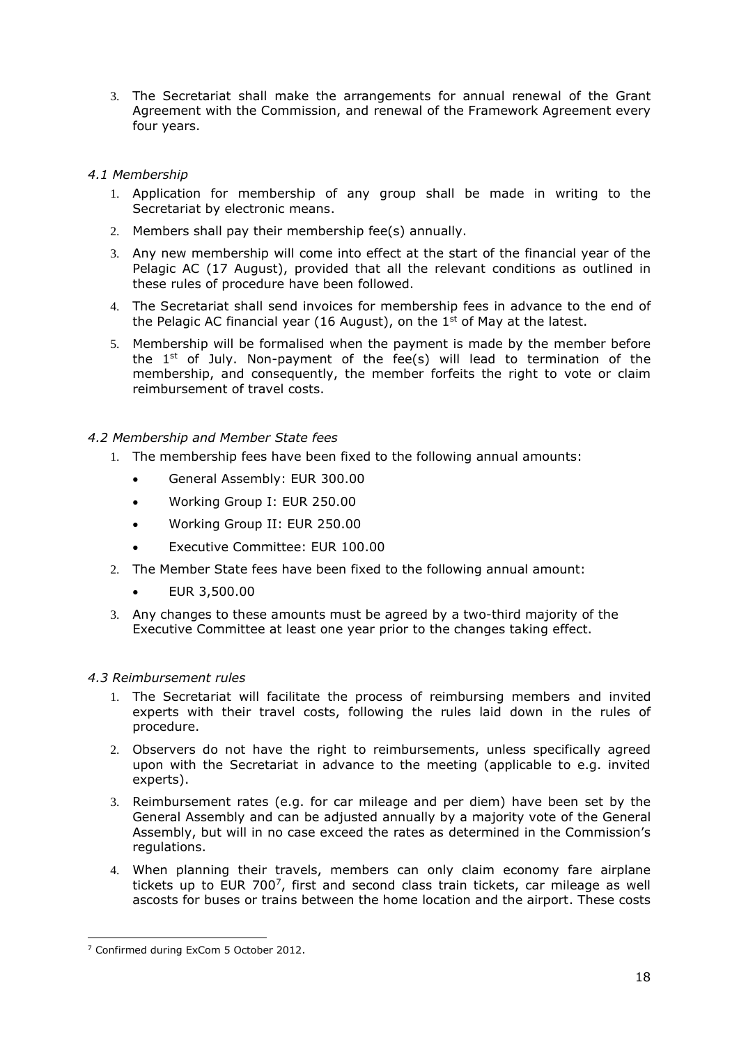3. The Secretariat shall make the arrangements for annual renewal of the Grant Agreement with the Commission, and renewal of the Framework Agreement every four years.

### *4.1 Membership*

1. Application for membership of any group shall be made in writing to the Secretariat by electronic means.
2. Members shall pay their membership fee(s) annually.
3. Any new membership will come into effect at the start of the financial year of the Pelagic AC (17 August), provided that all the relevant conditions as outlined in these rules of procedure have been followed.
4. The Secretariat shall send invoices for membership fees in advance to the end of the Pelagic AC financial year (16 August), on the 1st of May at the latest.
5. Membership will be formalised when the payment is made by the member before the 1st of July. Non-payment of the fee(s) will lead to termination of the membership, and consequently, the member forfeits the right to vote or claim reimbursement of travel costs.

### *4.2 Membership and Member State fees*

1. The membership fees have been fixed to the following annual amounts:
   - General Assembly: EUR 300.00
   - Working Group I: EUR 250.00
   - Working Group II: EUR 250.00
   - Executive Committee: EUR 100.00
2. The Member State fees have been fixed to the following annual amount:
   - EUR 3,500.00
3. Any changes to these amounts must be agreed by a two-third majority of the Executive Committee at least one year prior to the changes taking effect.

### *4.3 Reimbursement rules*

1. The Secretariat will facilitate the process of reimbursing members and invited experts with their travel costs, following the rules laid down in the rules of procedure.
2. Observers do not have the right to reimbursements, unless specifically agreed upon with the Secretariat in advance to the meeting (applicable to e.g. invited experts).
3. Reimbursement rates (e.g. for car mileage and per diem) have been set by the General Assembly and can be adjusted annually by a majority vote of the General Assembly, but will in no case exceed the rates as determined in the Commission's regulations.
4. When planning their travels, members can only claim economy fare airplane tickets up to EUR 700[7], first and second class train tickets, car mileage as well ascosts for buses or trains between the home location and the airport. These costs

[7] Confirmed during ExCom 5 October 2012.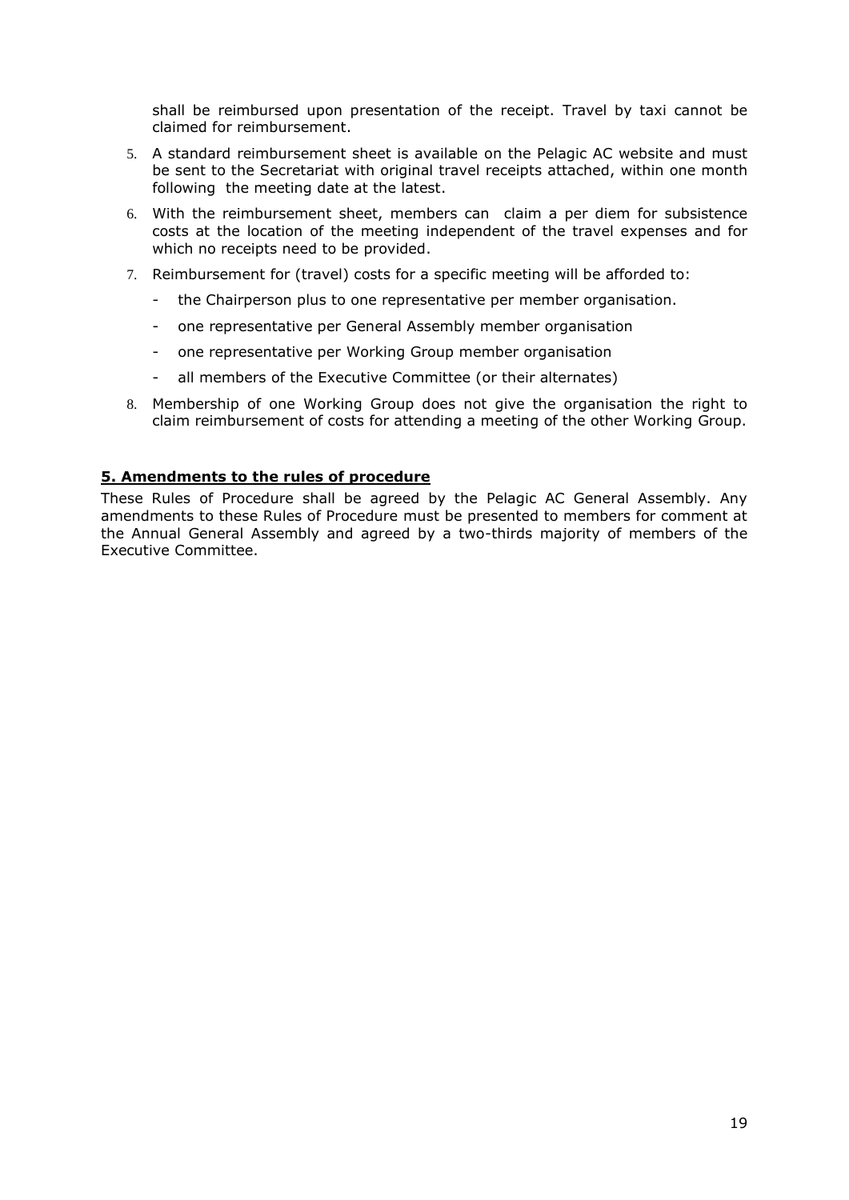shall be reimbursed upon presentation of the receipt. Travel by taxi cannot be claimed for reimbursement.

5. A standard reimbursement sheet is available on the Pelagic AC website and must be sent to the Secretariat with original travel receipts attached, within one month following the meeting date at the latest.
6. With the reimbursement sheet, members can claim a per diem for subsistence costs at the location of the meeting independent of the travel expenses and for which no receipts need to be provided.
7. Reimbursement for (travel) costs for a specific meeting will be afforded to:
   - the Chairperson plus to one representative per member organisation.
   - one representative per General Assembly member organisation
   - one representative per Working Group member organisation
   - all members of the Executive Committee (or their alternates)
8. Membership of one Working Group does not give the organisation the right to claim reimbursement of costs for attending a meeting of the other Working Group.

## 5. Amendments to the rules of procedure

These Rules of Procedure shall be agreed by the Pelagic AC General Assembly. Any amendments to these Rules of Procedure must be presented to members for comment at the Annual General Assembly and agreed by a two-thirds majority of members of the Executive Committee.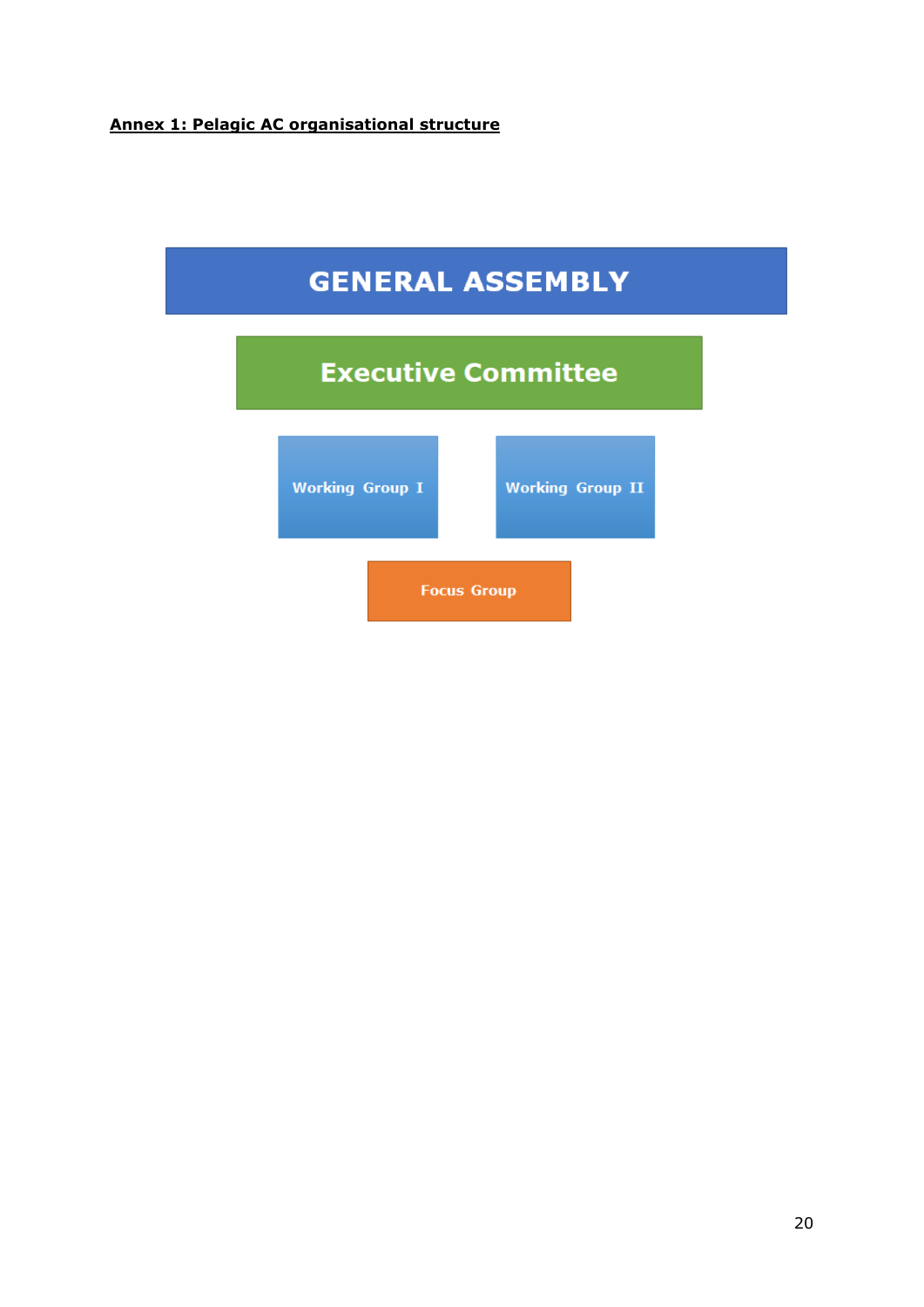**Annex 1: Pelagic AC organisational structure**

GENERAL ASSEMBLY

Executive Committee

Working Group I

Working Group II

Focus Group